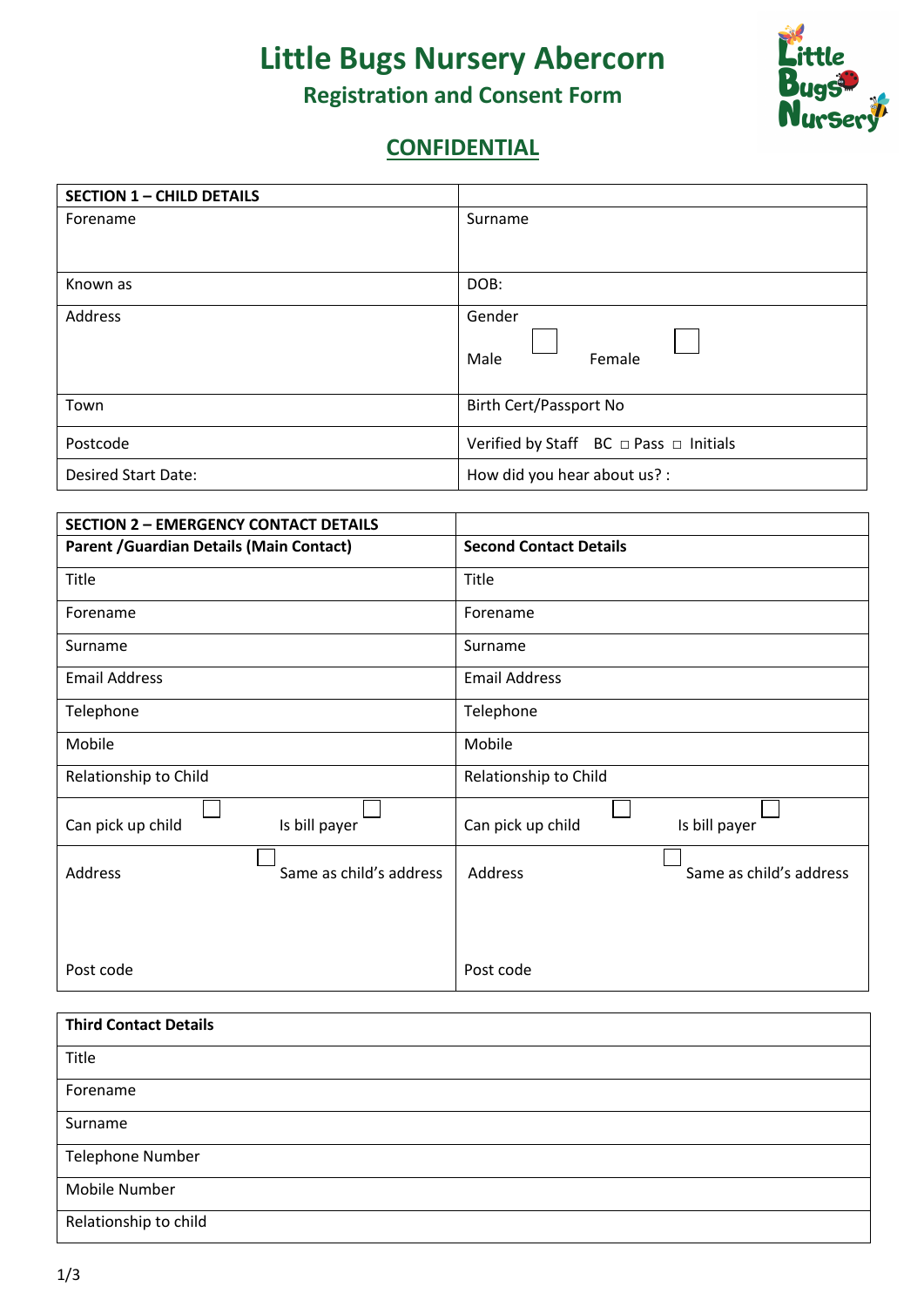# Little Bugs Nursery Abercorn

## Registration and Consent Form

## CONFIDENTIAL

| SECTION 1 – CHILD DETAILS | |
|---|---|
| Forename | Surname |
| Known as | DOB: |
| Address | Gender<br>Male ☐ Female ☐ |
| Town | Birth Cert/Passport No |
| Postcode | Verified by Staff BC □ Pass □ Initials |
| Desired Start Date: | How did you hear about us? : |

| SECTION 2 – EMERGENCY CONTACT DETAILS | |
|---|---|
| **Parent /Guardian Details (Main Contact)** | **Second Contact Details** |
| Title | Title |
| Forename | Forename |
| Surname | Surname |
| Email Address | Email Address |
| Telephone | Telephone |
| Mobile | Mobile |
| Relationship to Child | Relationship to Child |
| Can pick up child ☐ Is bill payer ☐ | Can pick up child ☐ Is bill payer ☐ |
| Address ☐ Same as child's address<br><br>Post code | Address ☐ Same as child's address<br><br>Post code |

| Third Contact Details |
|---|
| Title |
| Forename |
| Surname |
| Telephone Number |
| Mobile Number |
| Relationship to child |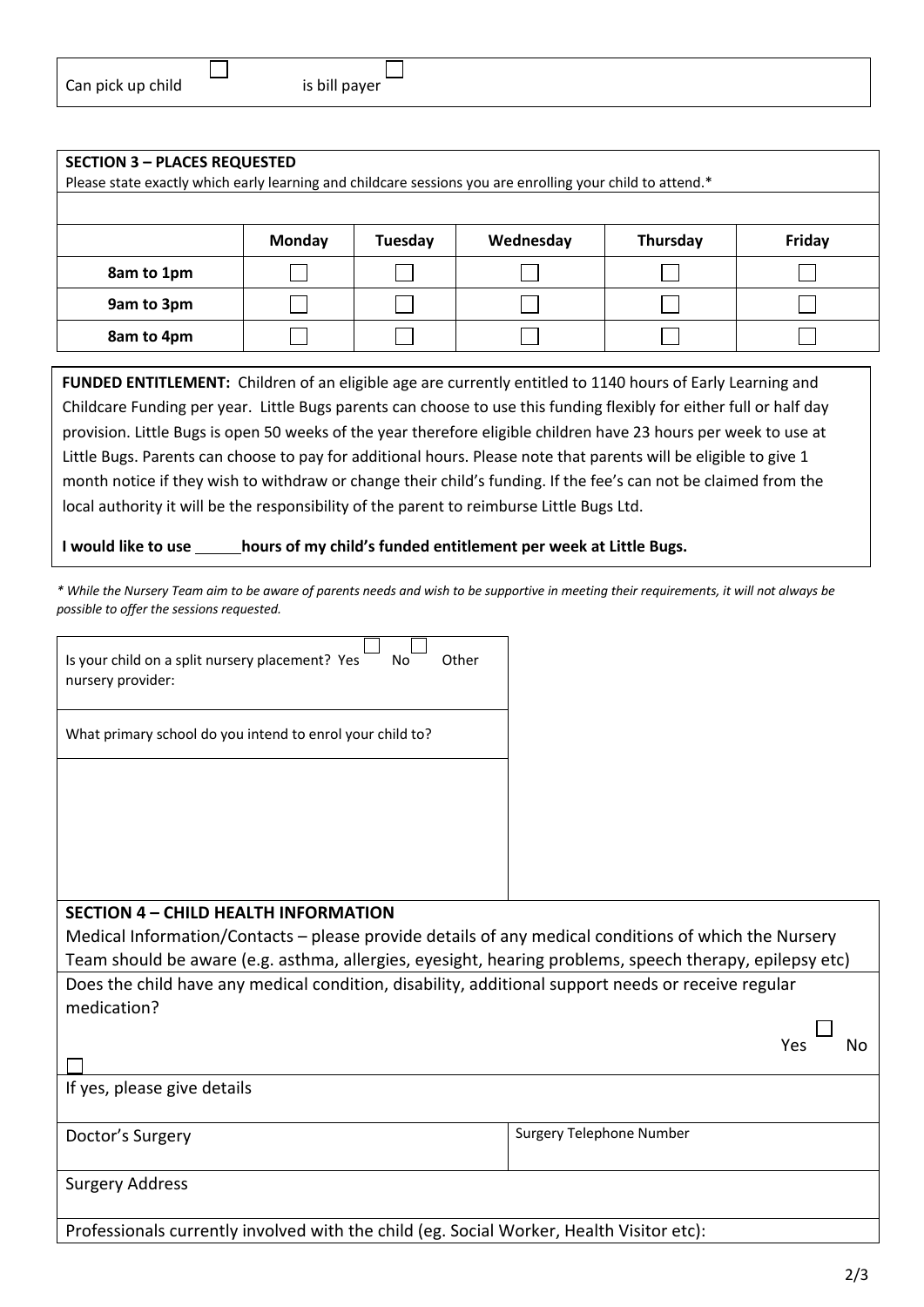Can pick up child ☐ is bill payer ☐

**SECTION 3 – PLACES REQUESTED**

Please state exactly which early learning and childcare sessions you are enrolling your child to attend.*

| | Monday | Tuesday | Wednesday | Thursday | Friday |
|---|---|---|---|---|---|
| **8am to 1pm** | ☐ | ☐ | ☐ | ☐ | ☐ |
| **9am to 3pm** | ☐ | ☐ | ☐ | ☐ | ☐ |
| **8am to 4pm** | ☐ | ☐ | ☐ | ☐ | ☐ |

**FUNDED ENTITLEMENT:** Children of an eligible age are currently entitled to 1140 hours of Early Learning and Childcare Funding per year. Little Bugs parents can choose to use this funding flexibly for either full or half day provision. Little Bugs is open 50 weeks of the year therefore eligible children have 23 hours per week to use at Little Bugs. Parents can choose to pay for additional hours. Please note that parents will be eligible to give 1 month notice if they wish to withdraw or change their child's funding. If the fee's can not be claimed from the local authority it will be the responsibility of the parent to reimburse Little Bugs Ltd.

**I would like to use ______ hours of my child's funded entitlement per week at Little Bugs.**

*\* While the Nursery Team aim to be aware of parents needs and wish to be supportive in meeting their requirements, it will not always be possible to offer the sessions requested.*

Is your child on a split nursery placement? Yes ☐ No ☐ Other nursery provider:

What primary school do you intend to enrol your child to?

**SECTION 4 – CHILD HEALTH INFORMATION**

Medical Information/Contacts – please provide details of any medical conditions of which the Nursery Team should be aware (e.g. asthma, allergies, eyesight, hearing problems, speech therapy, epilepsy etc)

Does the child have any medical condition, disability, additional support needs or receive regular medication?

Yes ☐ No ☐

If yes, please give details

| Doctor's Surgery | Surgery Telephone Number |
|---|---|

Surgery Address

Professionals currently involved with the child (eg. Social Worker, Health Visitor etc):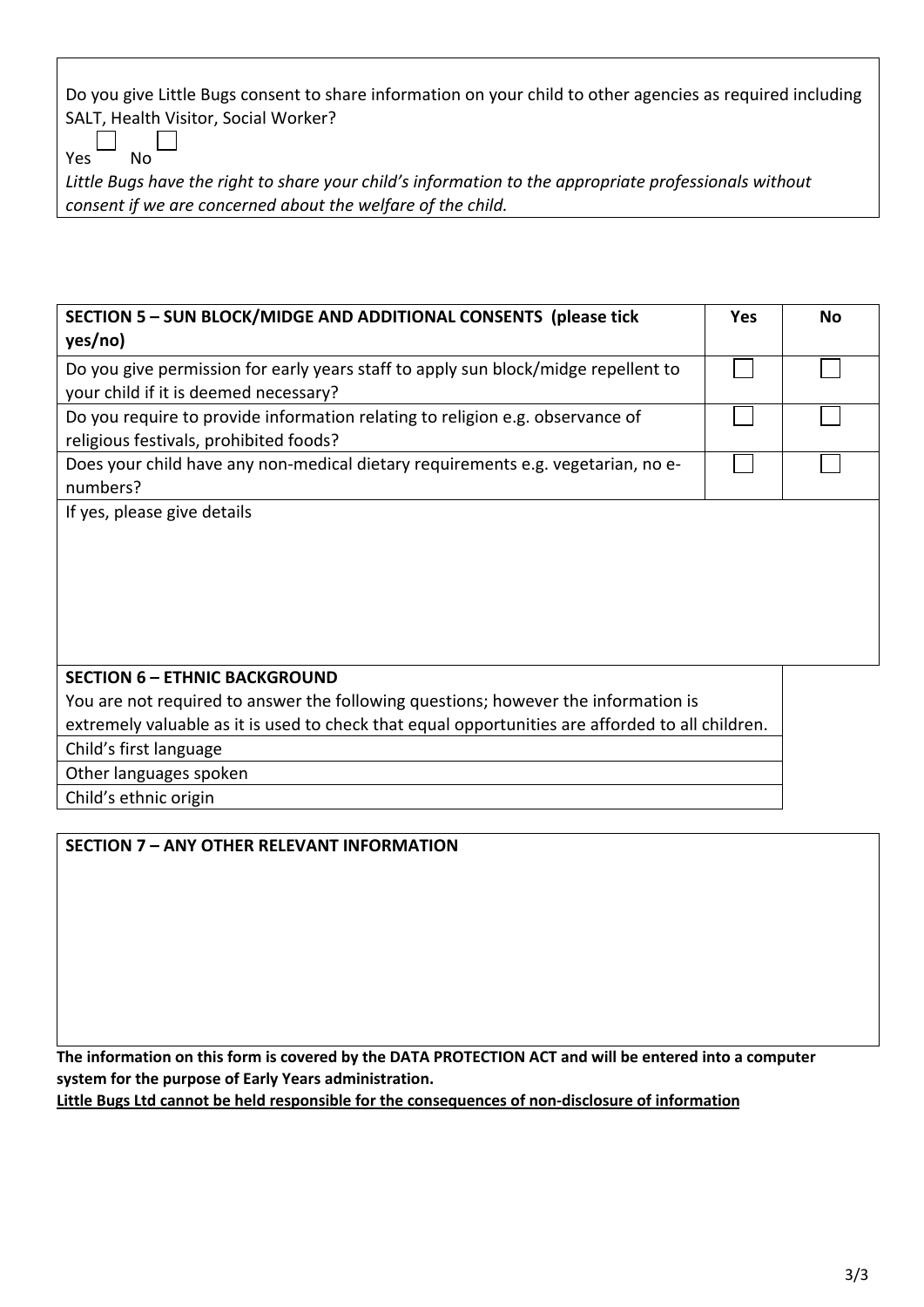Do you give Little Bugs consent to share information on your child to other agencies as required including SALT, Health Visitor, Social Worker?

Yes ☐ No ☐

*Little Bugs have the right to share your child's information to the appropriate professionals without consent if we are concerned about the welfare of the child.*

| SECTION 5 – SUN BLOCK/MIDGE AND ADDITIONAL CONSENTS (please tick yes/no) | Yes | No |
| --- | --- | --- |
| Do you give permission for early years staff to apply sun block/midge repellent to your child if it is deemed necessary? | ☐ | ☐ |
| Do you require to provide information relating to religion e.g. observance of religious festivals, prohibited foods? | ☐ | ☐ |
| Does your child have any non-medical dietary requirements e.g. vegetarian, no e-numbers? | ☐ | ☐ |
| If yes, please give details | | |

| SECTION 6 – ETHNIC BACKGROUND |
| --- |
| You are not required to answer the following questions; however the information is extremely valuable as it is used to check that equal opportunities are afforded to all children. |
| Child's first language |
| Other languages spoken |
| Child's ethnic origin |

| SECTION 7 – ANY OTHER RELEVANT INFORMATION |
| --- |
| |

**The information on this form is covered by the DATA PROTECTION ACT and will be entered into a computer system for the purpose of Early Years administration.**

**<u>Little Bugs Ltd cannot be held responsible for the consequences of non-disclosure of information</u>**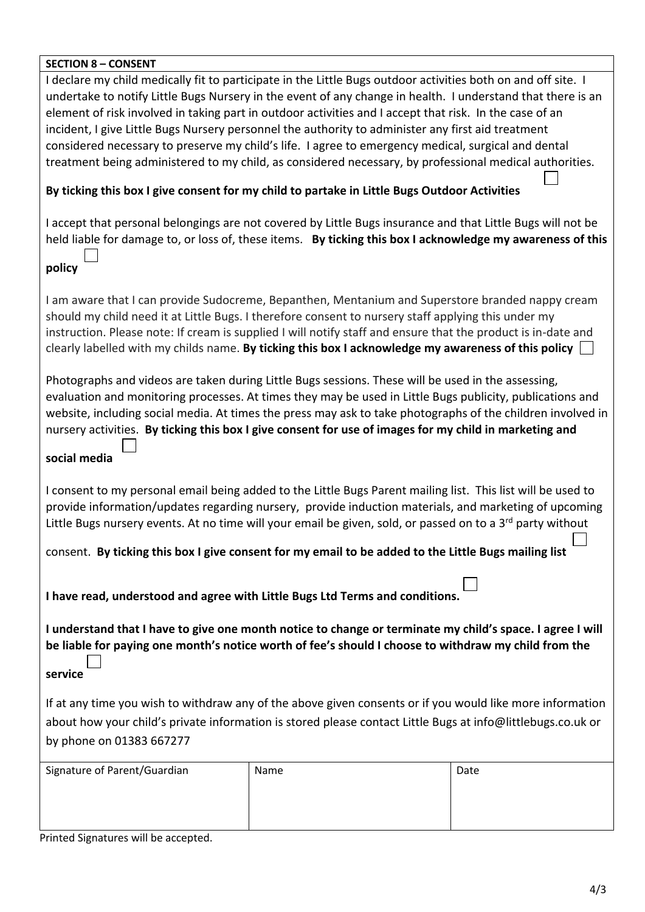**SECTION 8 – CONSENT**

I declare my child medically fit to participate in the Little Bugs outdoor activities both on and off site. I undertake to notify Little Bugs Nursery in the event of any change in health. I understand that there is an element of risk involved in taking part in outdoor activities and I accept that risk. In the case of an incident, I give Little Bugs Nursery personnel the authority to administer any first aid treatment considered necessary to preserve my child's life. I agree to emergency medical, surgical and dental treatment being administered to my child, as considered necessary, by professional medical authorities.

**By ticking this box I give consent for my child to partake in Little Bugs Outdoor Activities** ☐

I accept that personal belongings are not covered by Little Bugs insurance and that Little Bugs will not be held liable for damage to, or loss of, these items. **By ticking this box I acknowledge my awareness of this policy** ☐

I am aware that I can provide Sudocreme, Bepanthen, Mentanium and Superstore branded nappy cream should my child need it at Little Bugs. I therefore consent to nursery staff applying this under my instruction. Please note: If cream is supplied I will notify staff and ensure that the product is in-date and clearly labelled with my childs name. **By ticking this box I acknowledge my awareness of this policy** ☐

Photographs and videos are taken during Little Bugs sessions. These will be used in the assessing, evaluation and monitoring processes. At times they may be used in Little Bugs publicity, publications and website, including social media. At times the press may ask to take photographs of the children involved in nursery activities. **By ticking this box I give consent for use of images for my child in marketing and social media** ☐

I consent to my personal email being added to the Little Bugs Parent mailing list. This list will be used to provide information/updates regarding nursery, provide induction materials, and marketing of upcoming Little Bugs nursery events. At no time will your email be given, sold, or passed on to a 3rd party without consent. **By ticking this box I give consent for my email to be added to the Little Bugs mailing list** ☐

**I have read, understood and agree with Little Bugs Ltd Terms and conditions.** ☐

**I understand that I have to give one month notice to change or terminate my child's space. I agree I will be liable for paying one month's notice worth of fee's should I choose to withdraw my child from the service** ☐

If at any time you wish to withdraw any of the above given consents or if you would like more information about how your child's private information is stored please contact Little Bugs at info@littlebugs.co.uk or by phone on 01383 667277

| Signature of Parent/Guardian | Name | Date |
|---|---|---|
| | | |

Printed Signatures will be accepted.